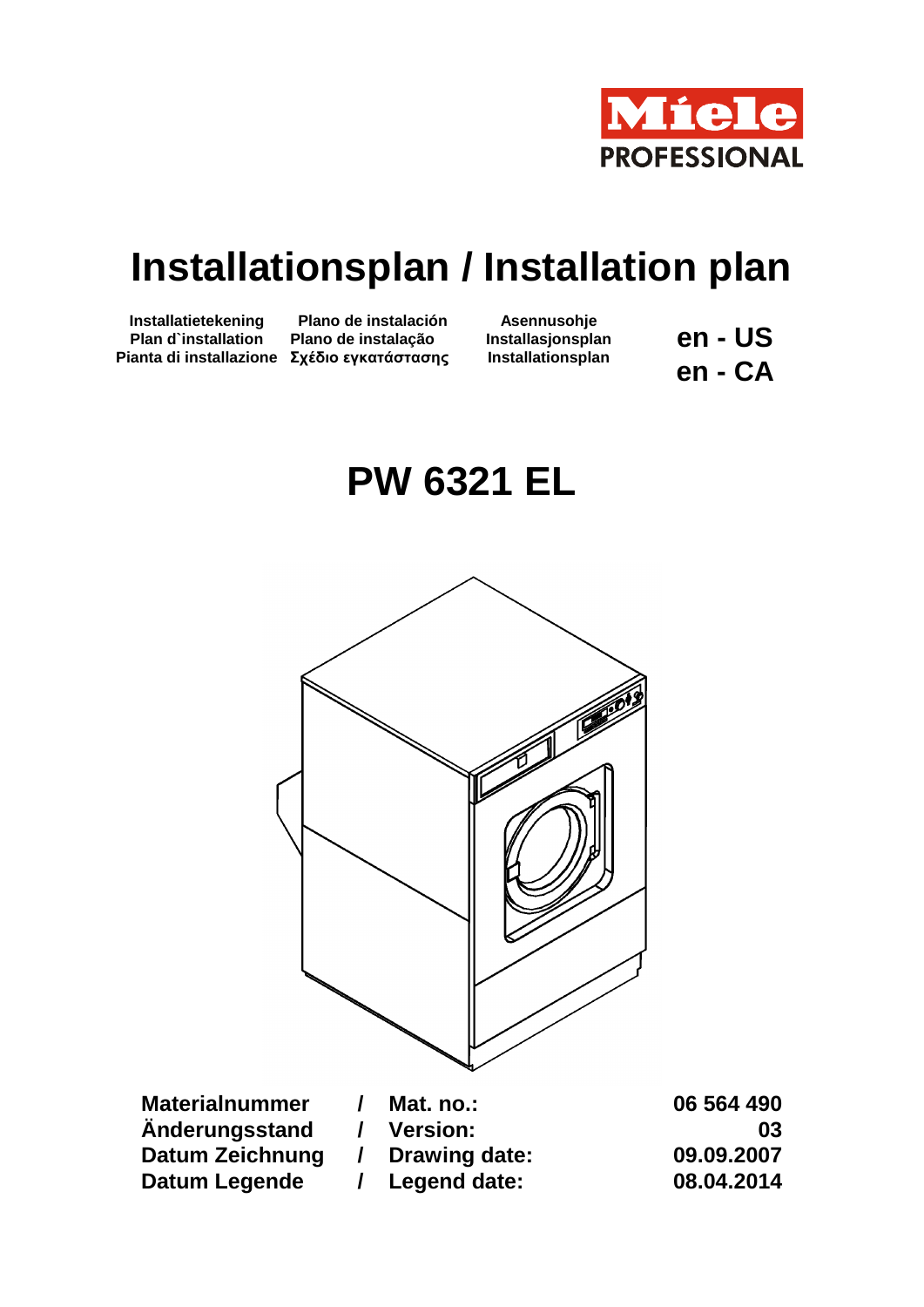Miele PROFESSIONAL

# Installationsplan / Installation plan

Installatietekening
Plan d`installation
Pianta di installazione

Plano de instalación
Plano de instalação
Σχέδιο εγκατάστασης

Asennusohje
Installasjonsplan
Installationsplan

**en - US**
**en - CA**

# PW 6321 EL

| | | | |
|---|---|---|---|
| **Materialnummer** | **/** | **Mat. no.:** | **06 564 490** |
| **Änderungsstand** | **/** | **Version:** | **03** |
| **Datum Zeichnung** | **/** | **Drawing date:** | **09.09.2007** |
| **Datum Legende** | **/** | **Legend date:** | **08.04.2014** |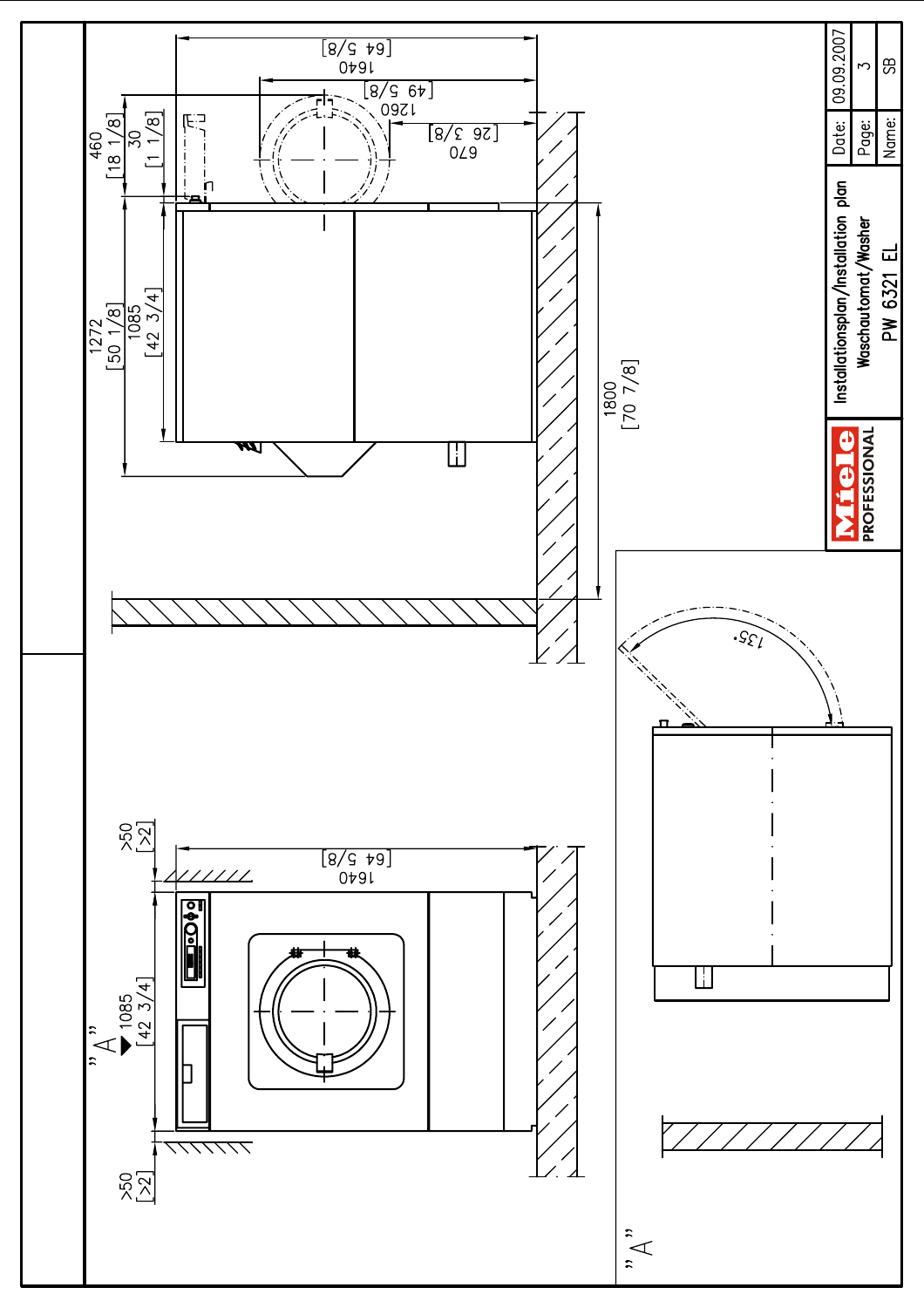Miele PROFESSIONAL

Installationsplan/Installation plan
Waschautomat/Washer
PW 6321 EL

| Date: | 09.09.2007 |
| --- | --- |
| Page: | 3 |
| Name: | SB |

1640 [64 5/8]

1260 [49 5/8]

670 [26 3/8]

460 [18 1/8]

30 [1 1/8]

1272 [50 1/8]

1085 [42 3/4]

1800 [70 7/8]

135°

"A"

>50 [>2]

1085 [42 3/4]

>50 [>2]

1640 [64 5/8]

"A"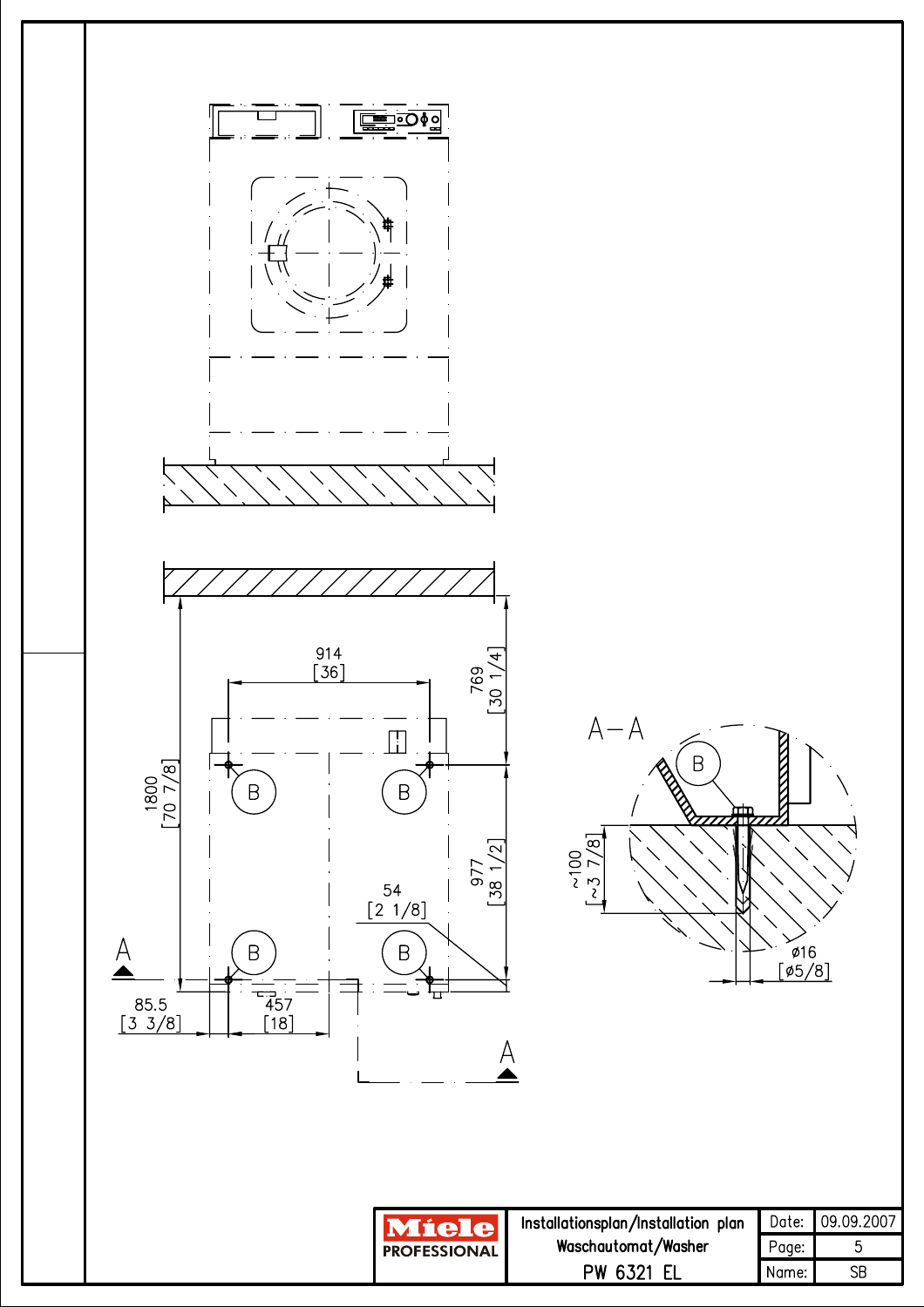914
[36]

769
[30 1/4]

1800
[70 7/8]

977
[38 1/2]

54
[2 1/8]

B

B

B

B

A

A

85.5
[3 3/8]

457
[18]

A–A

B

~100
[~3 7/8]

ø16
[ø5/8]

| Miele PROFESSIONAL | Installationsplan/Installation plan Waschautomat/Washer PW 6321 EL | Date: | 09.09.2007 |
|---|---|---|---|
| | | Page: | 5 |
| | | Name: | SB |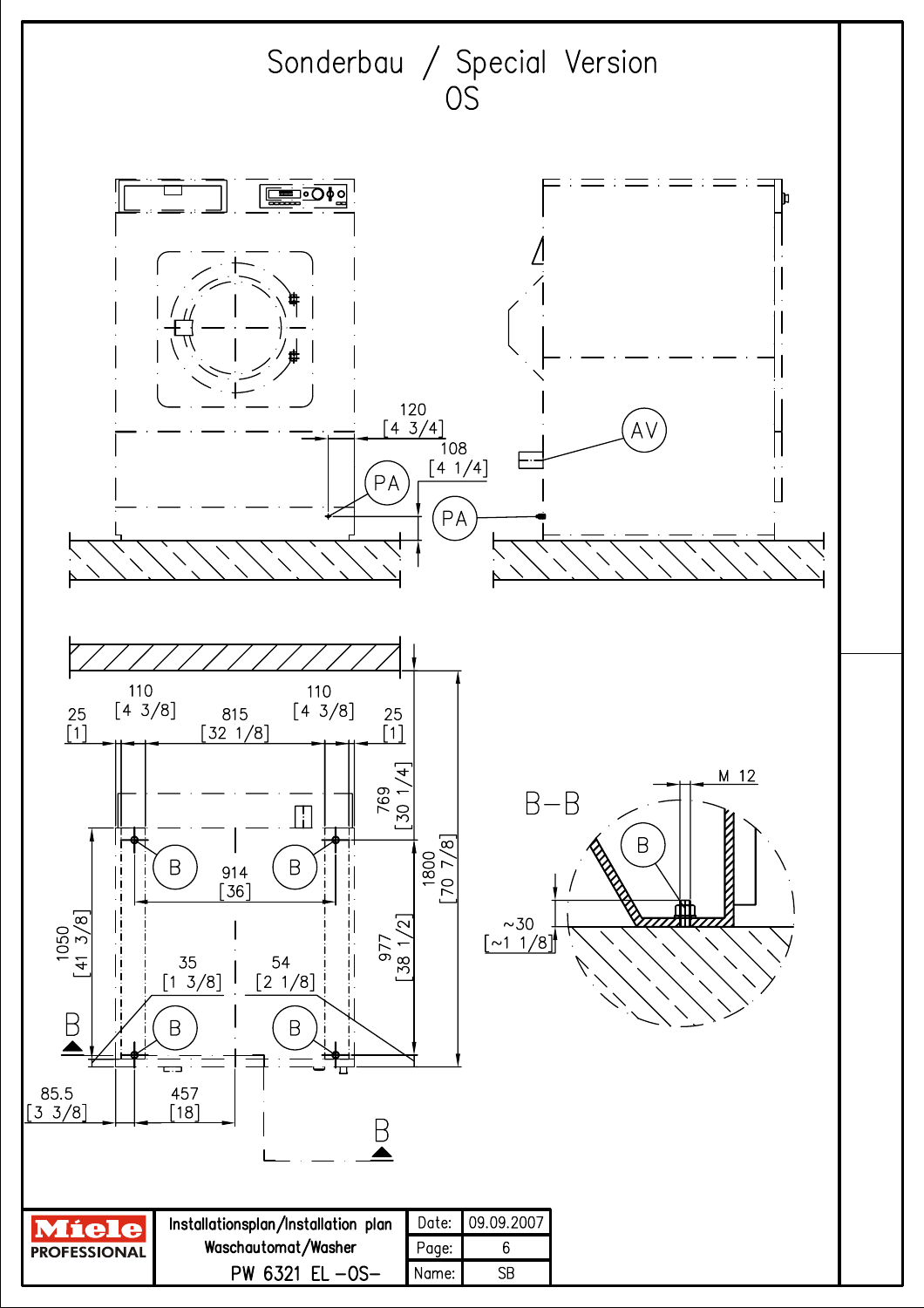# Sonderbau / Special Version
## OS

120 [4 3/4]

108 [4 1/4]

PA

PA

AV

25 [1]

110 [4 3/8]

815 [32 1/8]

110 [4 3/8]

25 [1]

769 [30 1/4]

1800 [70 7/8]

B

B

914 [36]

1050 [41 3/8]

977 [38 1/2]

35 [1 3/8]

54 [2 1/8]

B

B

B

B

85.5 [3 3/8]

457 [18]

B

B–B

M 12

B

~30 [~1 1/8]

| Miele PROFESSIONAL | Installationsplan/Installation plan Waschautomat/Washer PW 6321 EL -OS- | Date: | 09.09.2007 |
|---|---|---|---|
| | | Page: | 6 |
| | | Name: | SB |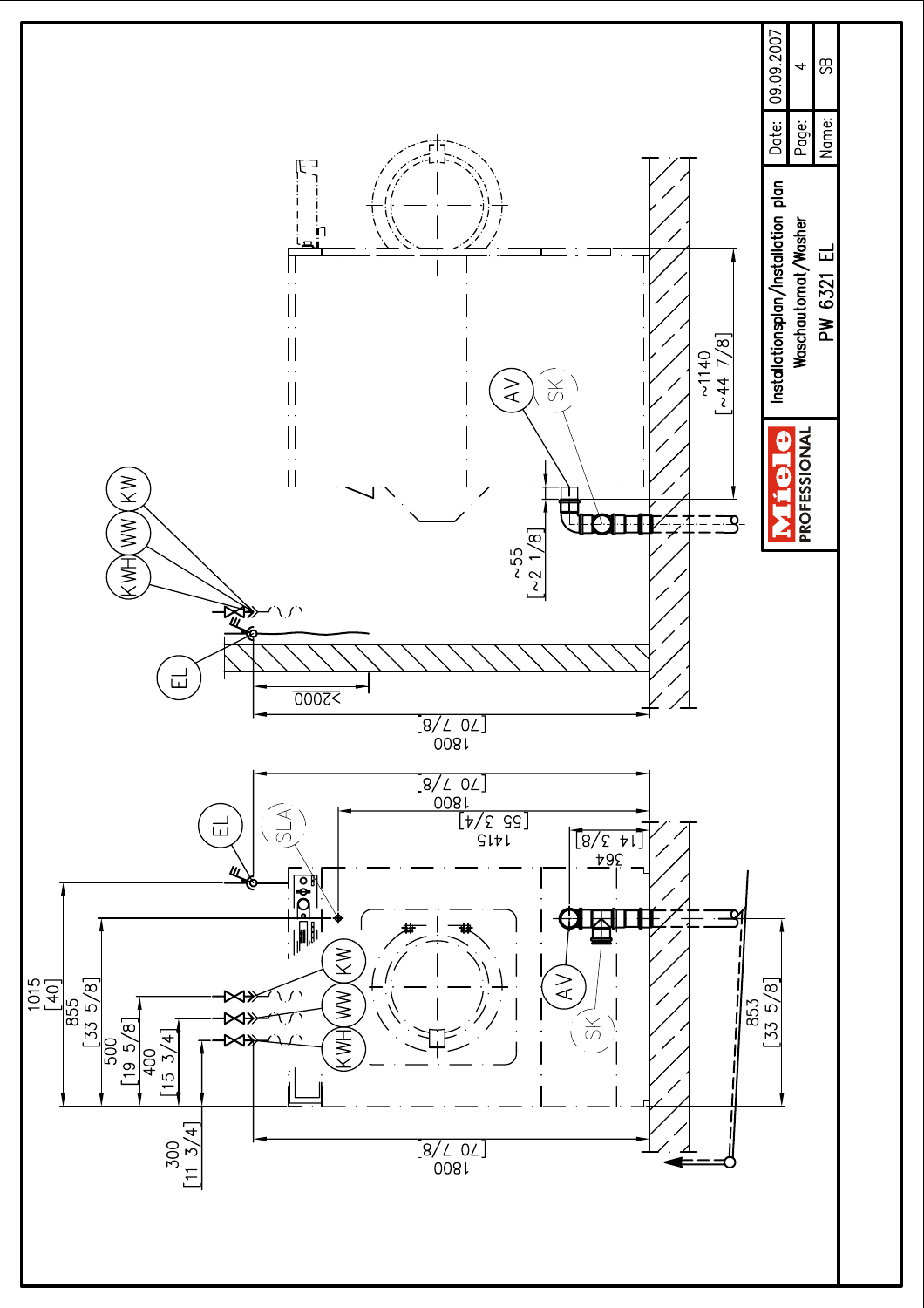1015
[40]

855
[33 5/8]

500
[19 5/8]

400
[15 3/4]

300
[11 3/4]

EL

SLA

KW

WW

KWH

AV

SK

1800
[70 7/8]

1415
[55 3/4]

364
[14 3/8]

853
[33 5/8]

1800
[70 7/8]

KW

WW

KWH

EL

>2000

1800
[70 7/8]

~55
[~2 1/8]

AV

SK

~1140
[~44 7/8]

Miele PROFESSIONAL

| Installationsplan/Installation plan | Date: | 09.09.2007 |
|---|---|---|
| Waschautomat/Washer | Page: | 4 |
| PW 6321 EL | Name: | SB |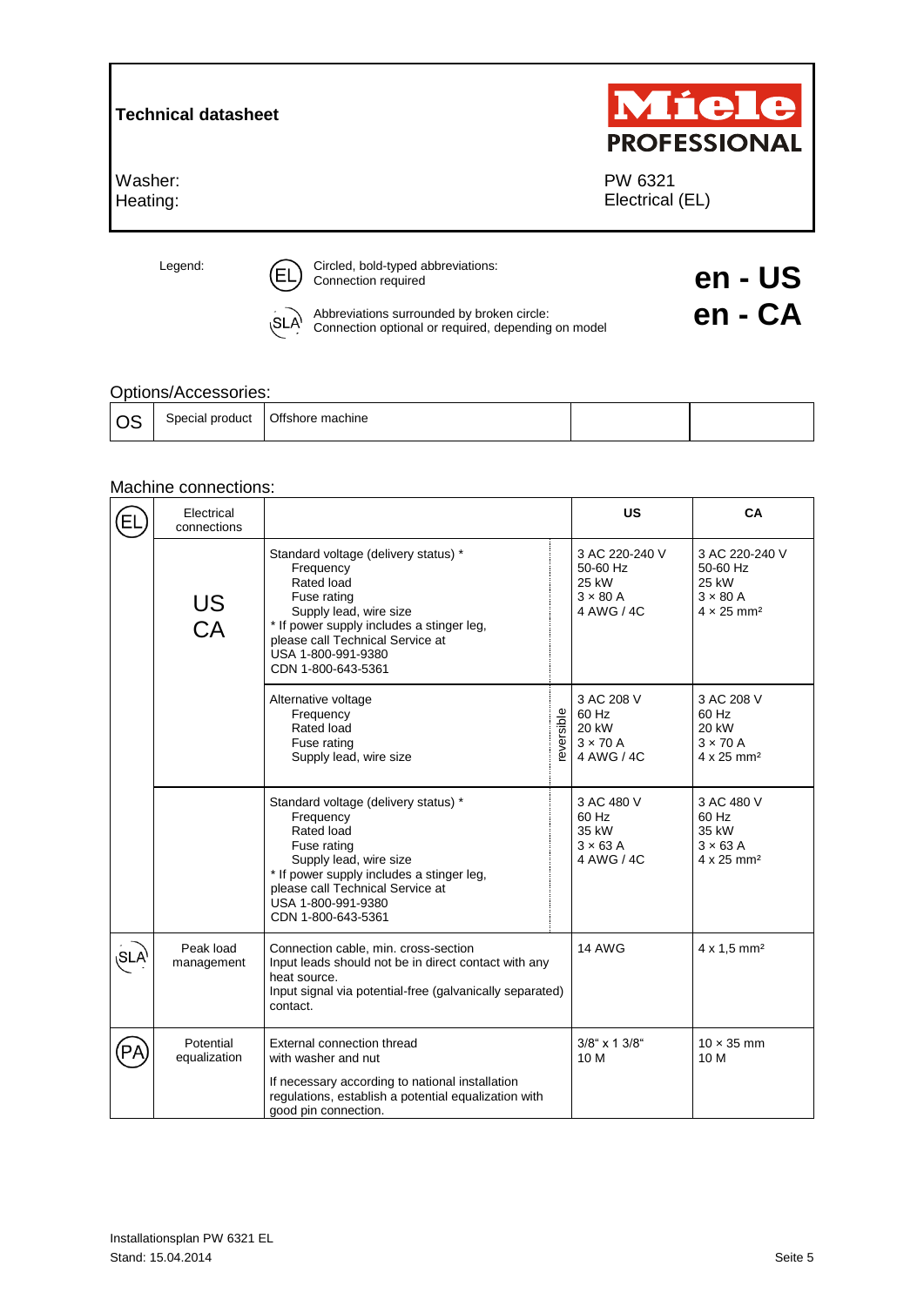**Technical datasheet**

Miele PROFESSIONAL

| | |
|---|---|
| Washer: | PW 6321 |
| Heating: | Electrical (EL) |

Legend:

(EL) Circled, bold-typed abbreviations: Connection required

(SLA) Abbreviations surrounded by broken circle: Connection optional or required, depending on model

**en - US**
**en - CA**

Options/Accessories:

| | | | | |
|---|---|---|---|---|
| OS | Special product | Offshore machine | | |

Machine connections:

| | | | | US | CA |
|---|---|---|---|---|---|
| (EL) | Electrical connections | | | **US** | **CA** |
| | US CA | Standard voltage (delivery status) *<br>Frequency<br>Rated load<br>Fuse rating<br>Supply lead, wire size<br>* If power supply includes a stinger leg, please call Technical Service at<br>USA 1-800-991-9380<br>CDN 1-800-643-5361 | | 3 AC 220-240 V<br>50-60 Hz<br>25 kW<br>3 × 80 A<br>4 AWG / 4C | 3 AC 220-240 V<br>50-60 Hz<br>25 kW<br>3 × 80 A<br>4 × 25 mm² |
| | | Alternative voltage<br>Frequency<br>Rated load<br>Fuse rating<br>Supply lead, wire size | reversible | 3 AC 208 V<br>60 Hz<br>20 kW<br>3 × 70 A<br>4 AWG / 4C | 3 AC 208 V<br>60 Hz<br>20 kW<br>3 × 70 A<br>4 x 25 mm² |
| | | Standard voltage (delivery status) *<br>Frequency<br>Rated load<br>Fuse rating<br>Supply lead, wire size<br>* If power supply includes a stinger leg, please call Technical Service at<br>USA 1-800-991-9380<br>CDN 1-800-643-5361 | | 3 AC 480 V<br>60 Hz<br>35 kW<br>3 × 63 A<br>4 AWG / 4C | 3 AC 480 V<br>60 Hz<br>35 kW<br>3 × 63 A<br>4 x 25 mm² |
| (SLA) | Peak load management | Connection cable, min. cross-section<br>Input leads should not be in direct contact with any heat source.<br>Input signal via potential-free (galvanically separated) contact. | | 14 AWG | 4 x 1,5 mm² |
| (PA) | Potential equalization | External connection thread with washer and nut<br>If necessary according to national installation regulations, establish a potential equalization with good pin connection. | | 3/8" x 1 3/8"<br>10 M | 10 × 35 mm<br>10 M |

Installationsplan PW 6321 EL
Stand: 15.04.2014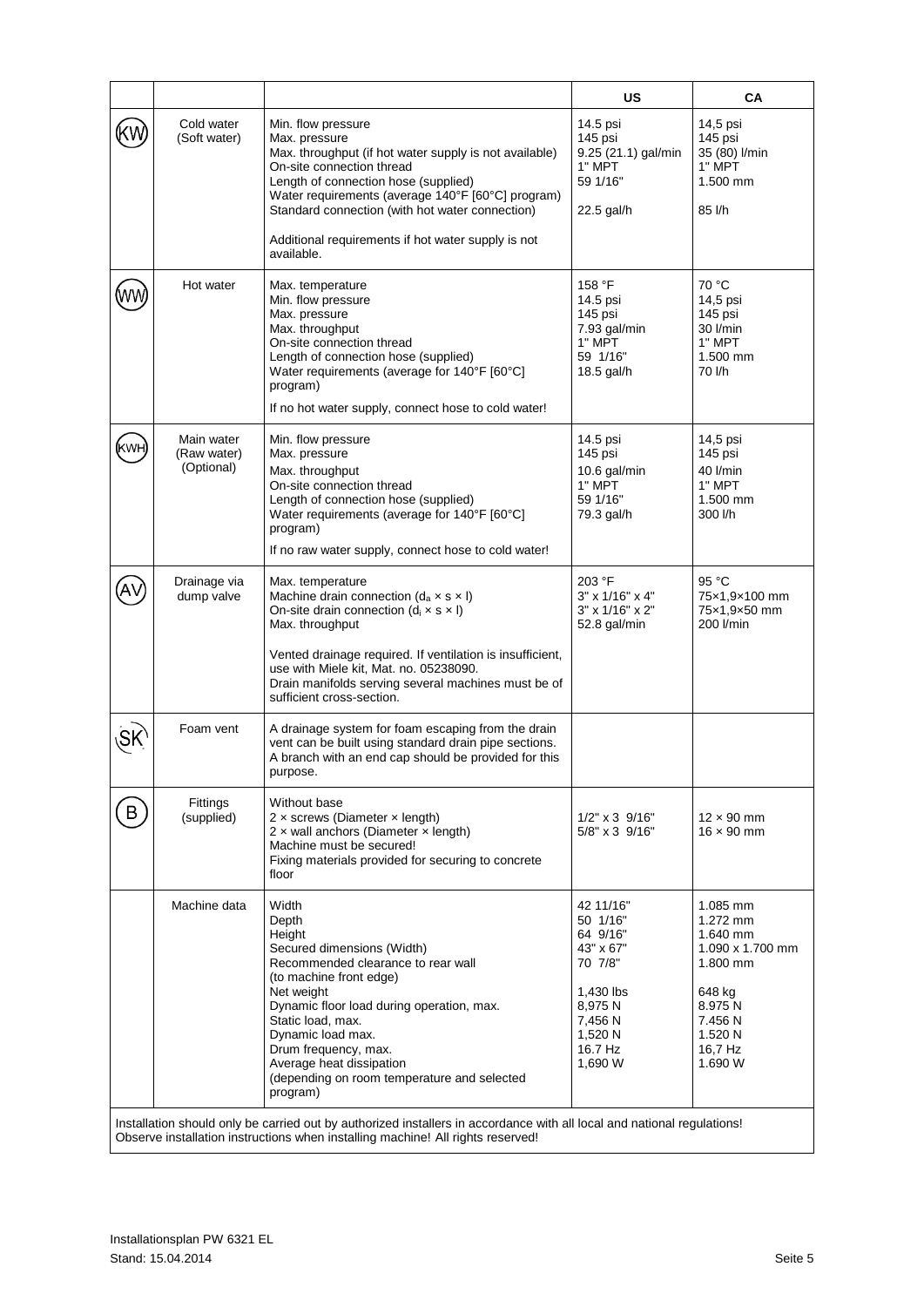| | | | US | CA |
|---|---|---|---|---|
| KW | Cold water (Soft water) | Min. flow pressure<br>Max. pressure<br>Max. throughput (if hot water supply is not available)<br>On-site connection thread<br>Length of connection hose (supplied)<br>Water requirements (average 140°F [60°C] program)<br>Standard connection (with hot water connection)<br><br>Additional requirements if hot water supply is not available. | 14.5 psi<br>145 psi<br>9.25 (21.1) gal/min<br>1" MPT<br>59 1/16"<br><br>22.5 gal/h | 14,5 psi<br>145 psi<br>35 (80) l/min<br>1" MPT<br>1.500 mm<br><br>85 l/h |
| WW | Hot water | Max. temperature<br>Min. flow pressure<br>Max. pressure<br>Max. throughput<br>On-site connection thread<br>Length of connection hose (supplied)<br>Water requirements (average for 140°F [60°C] program)<br>If no hot water supply, connect hose to cold water! | 158 °F<br>14.5 psi<br>145 psi<br>7.93 gal/min<br>1" MPT<br>59 1/16"<br>18.5 gal/h | 70 °C<br>14,5 psi<br>145 psi<br>30 l/min<br>1" MPT<br>1.500 mm<br>70 l/h |
| KWH | Main water (Raw water) (Optional) | Min. flow pressure<br>Max. pressure<br>Max. throughput<br>On-site connection thread<br>Length of connection hose (supplied)<br>Water requirements (average for 140°F [60°C] program)<br>If no raw water supply, connect hose to cold water! | 14.5 psi<br>145 psi<br>10.6 gal/min<br>1" MPT<br>59 1/16"<br>79.3 gal/h | 14,5 psi<br>145 psi<br>40 l/min<br>1" MPT<br>1.500 mm<br>300 l/h |
| AV | Drainage via dump valve | Max. temperature<br>Machine drain connection ($d_a \times s \times l$)<br>On-site drain connection ($d_i \times s \times l$)<br>Max. throughput<br><br>Vented drainage required. If ventilation is insufficient, use with Miele kit, Mat. no. 05238090.<br>Drain manifolds serving several machines must be of sufficient cross-section. | 203 °F<br>3" x 1/16" x 4"<br>3" x 1/16" x 2"<br>52.8 gal/min | 95 °C<br>75×1,9×100 mm<br>75×1,9×50 mm<br>200 l/min |
| SK | Foam vent | A drainage system for foam escaping from the drain vent can be built using standard drain pipe sections. A branch with an end cap should be provided for this purpose. | | |
| B | Fittings (supplied) | Without base<br>2 × screws (Diameter × length)<br>2 × wall anchors (Diameter × length)<br>Machine must be secured!<br>Fixing materials provided for securing to concrete floor | <br>1/2" x 3 9/16"<br>5/8" x 3 9/16" | <br>12 × 90 mm<br>16 × 90 mm |
| | Machine data | Width<br>Depth<br>Height<br>Secured dimensions (Width)<br>Recommended clearance to rear wall (to machine front edge)<br>Net weight<br>Dynamic floor load during operation, max.<br>Static load, max.<br>Dynamic load max.<br>Drum frequency, max.<br>Average heat dissipation (depending on room temperature and selected program) | 42 11/16"<br>50 1/16"<br>64 9/16"<br>43" x 67"<br>70 7/8"<br><br>1,430 lbs<br>8,975 N<br>7,456 N<br>1,520 N<br>16.7 Hz<br>1,690 W | 1.085 mm<br>1.272 mm<br>1.640 mm<br>1.090 x 1.700 mm<br>1.800 mm<br><br>648 kg<br>8.975 N<br>7.456 N<br>1.520 N<br>16,7 Hz<br>1.690 W |

Installation should only be carried out by authorized installers in accordance with all local and national regulations! Observe installation instructions when installing machine! All rights reserved!

Installationsplan PW 6321 EL
Stand: 15.04.2014